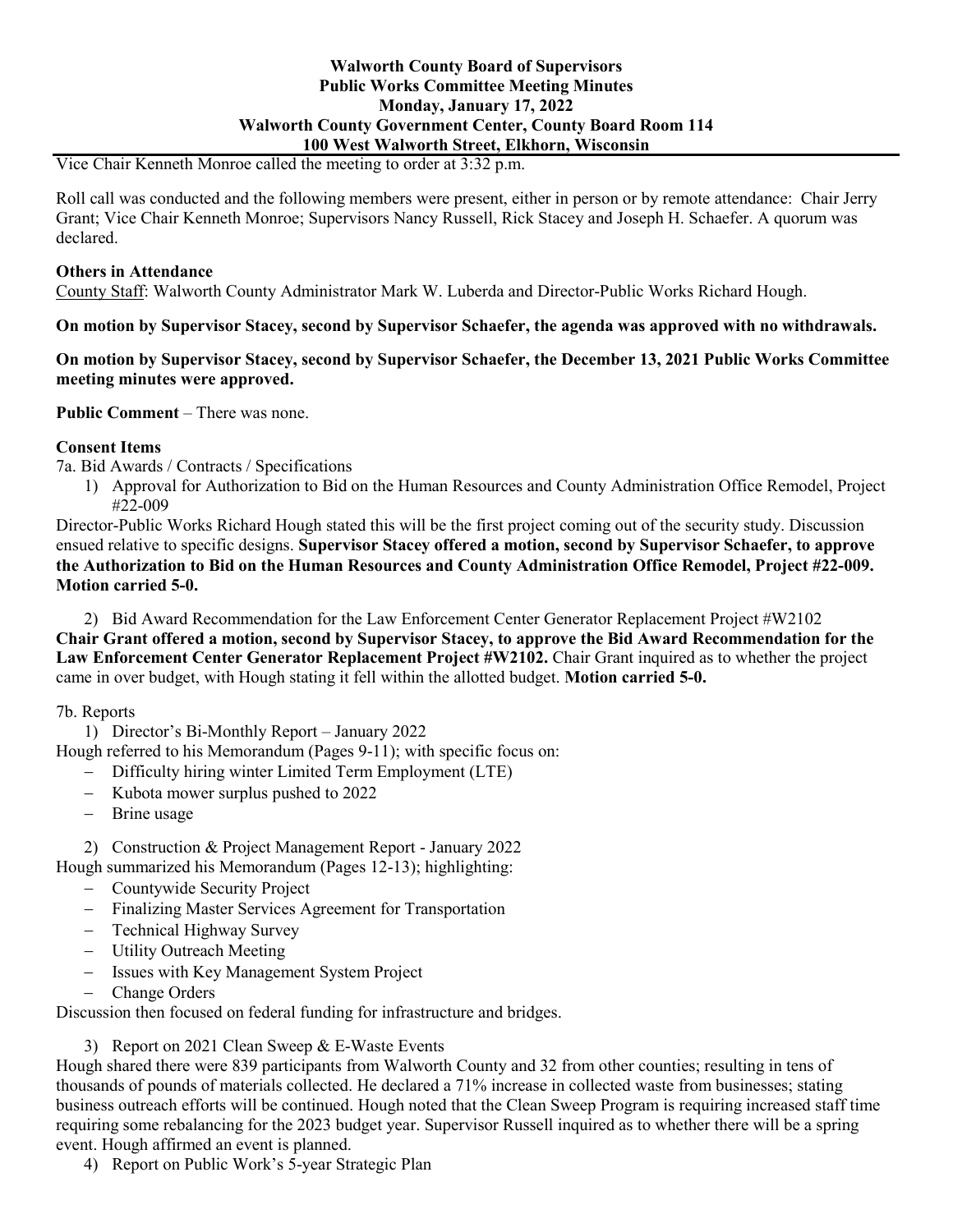**Walworth County Board of Supervisors**
**Public Works Committee Meeting Minutes**
**Monday, January 17, 2022**
**Walworth County Government Center, County Board Room 114**
**100 West Walworth Street, Elkhorn, Wisconsin**

Vice Chair Kenneth Monroe called the meeting to order at 3:32 p.m.

Roll call was conducted and the following members were present, either in person or by remote attendance: Chair Jerry Grant; Vice Chair Kenneth Monroe; Supervisors Nancy Russell, Rick Stacey and Joseph H. Schaefer. A quorum was declared.

**Others in Attendance**
County Staff: Walworth County Administrator Mark W. Luberda and Director-Public Works Richard Hough.

**On motion by Supervisor Stacey, second by Supervisor Schaefer, the agenda was approved with no withdrawals.**

**On motion by Supervisor Stacey, second by Supervisor Schaefer, the December 13, 2021 Public Works Committee meeting minutes were approved.**

**Public Comment** – There was none.

**Consent Items**

7a. Bid Awards / Contracts / Specifications

1) Approval for Authorization to Bid on the Human Resources and County Administration Office Remodel, Project #22-009

Director-Public Works Richard Hough stated this will be the first project coming out of the security study. Discussion ensued relative to specific designs. **Supervisor Stacey offered a motion, second by Supervisor Schaefer, to approve the Authorization to Bid on the Human Resources and County Administration Office Remodel, Project #22-009. Motion carried 5-0.**

2) Bid Award Recommendation for the Law Enforcement Center Generator Replacement Project #W2102

**Chair Grant offered a motion, second by Supervisor Stacey, to approve the Bid Award Recommendation for the Law Enforcement Center Generator Replacement Project #W2102.** Chair Grant inquired as to whether the project came in over budget, with Hough stating it fell within the allotted budget. **Motion carried 5-0.**

7b. Reports

1) Director's Bi-Monthly Report – January 2022

Hough referred to his Memorandum (Pages 9-11); with specific focus on:

- Difficulty hiring winter Limited Term Employment (LTE)
- Kubota mower surplus pushed to 2022
- Brine usage

2) Construction & Project Management Report - January 2022

Hough summarized his Memorandum (Pages 12-13); highlighting:

- Countywide Security Project
- Finalizing Master Services Agreement for Transportation
- Technical Highway Survey
- Utility Outreach Meeting
- Issues with Key Management System Project
- Change Orders

Discussion then focused on federal funding for infrastructure and bridges.

3) Report on 2021 Clean Sweep & E-Waste Events

Hough shared there were 839 participants from Walworth County and 32 from other counties; resulting in tens of thousands of pounds of materials collected. He declared a 71% increase in collected waste from businesses; stating business outreach efforts will be continued. Hough noted that the Clean Sweep Program is requiring increased staff time requiring some rebalancing for the 2023 budget year. Supervisor Russell inquired as to whether there will be a spring event. Hough affirmed an event is planned.

4) Report on Public Work's 5-year Strategic Plan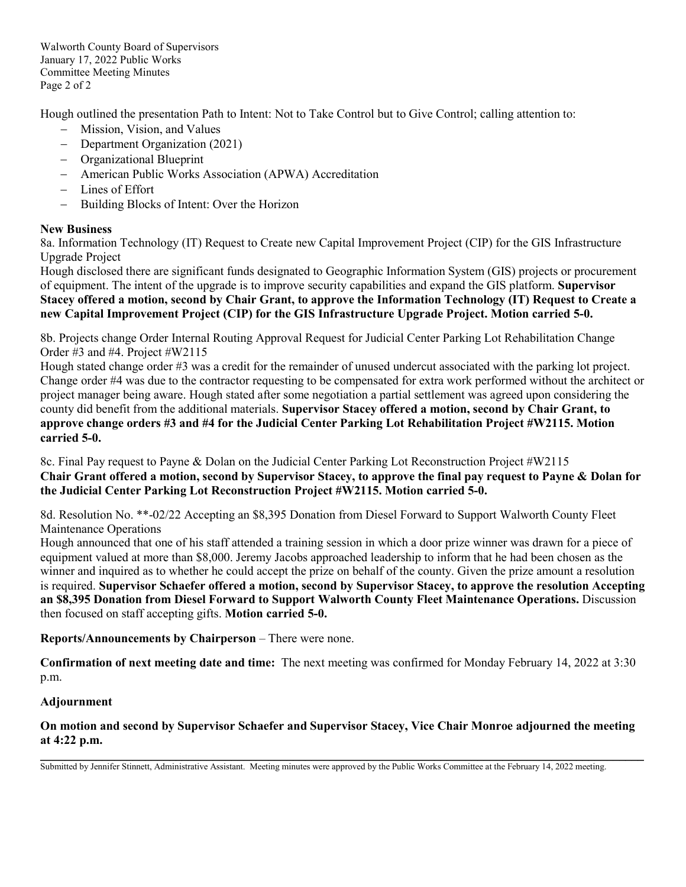Hough outlined the presentation Path to Intent: Not to Take Control but to Give Control; calling attention to:

- Mission, Vision, and Values
- Department Organization (2021)
- Organizational Blueprint
- American Public Works Association (APWA) Accreditation
- Lines of Effort
- Building Blocks of Intent: Over the Horizon

**New Business**

8a. Information Technology (IT) Request to Create new Capital Improvement Project (CIP) for the GIS Infrastructure Upgrade Project

Hough disclosed there are significant funds designated to Geographic Information System (GIS) projects or procurement of equipment. The intent of the upgrade is to improve security capabilities and expand the GIS platform. **Supervisor Stacey offered a motion, second by Chair Grant, to approve the Information Technology (IT) Request to Create a new Capital Improvement Project (CIP) for the GIS Infrastructure Upgrade Project. Motion carried 5-0.**

8b. Projects change Order Internal Routing Approval Request for Judicial Center Parking Lot Rehabilitation Change Order #3 and #4. Project #W2115

Hough stated change order #3 was a credit for the remainder of unused undercut associated with the parking lot project. Change order #4 was due to the contractor requesting to be compensated for extra work performed without the architect or project manager being aware. Hough stated after some negotiation a partial settlement was agreed upon considering the county did benefit from the additional materials. **Supervisor Stacey offered a motion, second by Chair Grant, to approve change orders #3 and #4 for the Judicial Center Parking Lot Rehabilitation Project #W2115. Motion carried 5-0.**

8c. Final Pay request to Payne & Dolan on the Judicial Center Parking Lot Reconstruction Project #W2115

**Chair Grant offered a motion, second by Supervisor Stacey, to approve the final pay request to Payne & Dolan for the Judicial Center Parking Lot Reconstruction Project #W2115. Motion carried 5-0.**

8d. Resolution No. **-02/22 Accepting an $8,395 Donation from Diesel Forward to Support Walworth County Fleet Maintenance Operations

Hough announced that one of his staff attended a training session in which a door prize winner was drawn for a piece of equipment valued at more than $8,000. Jeremy Jacobs approached leadership to inform that he had been chosen as the winner and inquired as to whether he could accept the prize on behalf of the county. Given the prize amount a resolution is required. **Supervisor Schaefer offered a motion, second by Supervisor Stacey, to approve the resolution Accepting an $8,395 Donation from Diesel Forward to Support Walworth County Fleet Maintenance Operations.** Discussion then focused on staff accepting gifts. **Motion carried 5-0.**

**Reports/Announcements by Chairperson** – There were none.

**Confirmation of next meeting date and time:** The next meeting was confirmed for Monday February 14, 2022 at 3:30 p.m.

**Adjournment**

**On motion and second by Supervisor Schaefer and Supervisor Stacey, Vice Chair Monroe adjourned the meeting at 4:22 p.m.**

---

Submitted by Jennifer Stinnett, Administrative Assistant. Meeting minutes were approved by the Public Works Committee at the February 14, 2022 meeting.